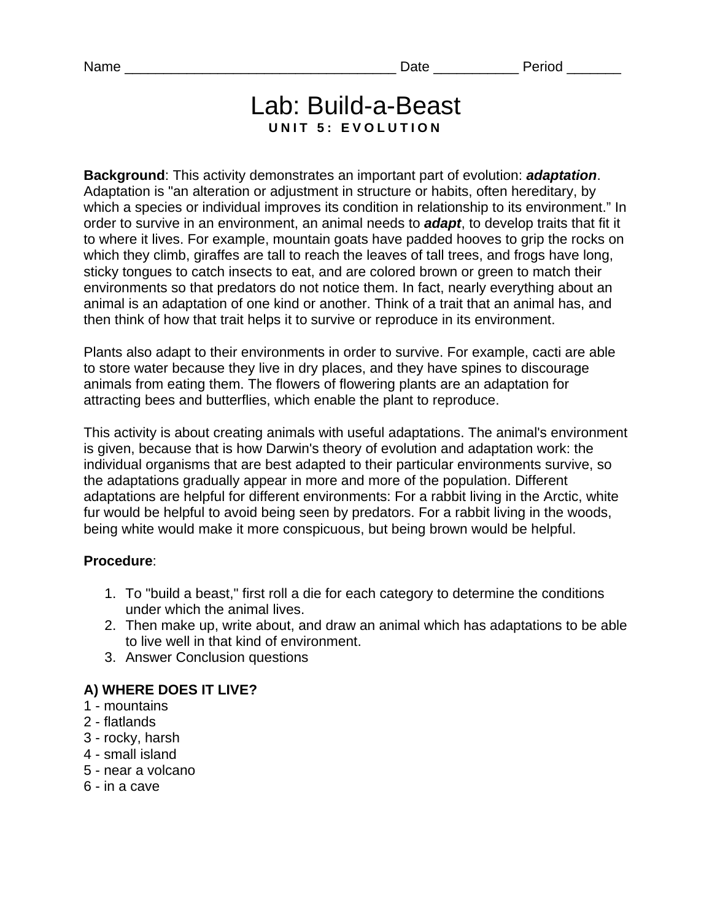Name ___________________________________ Date ___________ Period _______

# Lab: Build-a-Beast

**UNIT 5: EVOLUTION**

**Background**: This activity demonstrates an important part of evolution: ***adaptation***. Adaptation is "an alteration or adjustment in structure or habits, often hereditary, by which a species or individual improves its condition in relationship to its environment." In order to survive in an environment, an animal needs to ***adapt***, to develop traits that fit it to where it lives. For example, mountain goats have padded hooves to grip the rocks on which they climb, giraffes are tall to reach the leaves of tall trees, and frogs have long, sticky tongues to catch insects to eat, and are colored brown or green to match their environments so that predators do not notice them. In fact, nearly everything about an animal is an adaptation of one kind or another. Think of a trait that an animal has, and then think of how that trait helps it to survive or reproduce in its environment.

Plants also adapt to their environments in order to survive. For example, cacti are able to store water because they live in dry places, and they have spines to discourage animals from eating them. The flowers of flowering plants are an adaptation for attracting bees and butterflies, which enable the plant to reproduce.

This activity is about creating animals with useful adaptations. The animal's environment is given, because that is how Darwin's theory of evolution and adaptation work: the individual organisms that are best adapted to their particular environments survive, so the adaptations gradually appear in more and more of the population. Different adaptations are helpful for different environments: For a rabbit living in the Arctic, white fur would be helpful to avoid being seen by predators. For a rabbit living in the woods, being white would make it more conspicuous, but being brown would be helpful.

**Procedure**:

1. To "build a beast," first roll a die for each category to determine the conditions under which the animal lives.
2. Then make up, write about, and draw an animal which has adaptations to be able to live well in that kind of environment.
3. Answer Conclusion questions

**A) WHERE DOES IT LIVE?**

1 - mountains
2 - flatlands
3 - rocky, harsh
4 - small island
5 - near a volcano
6 - in a cave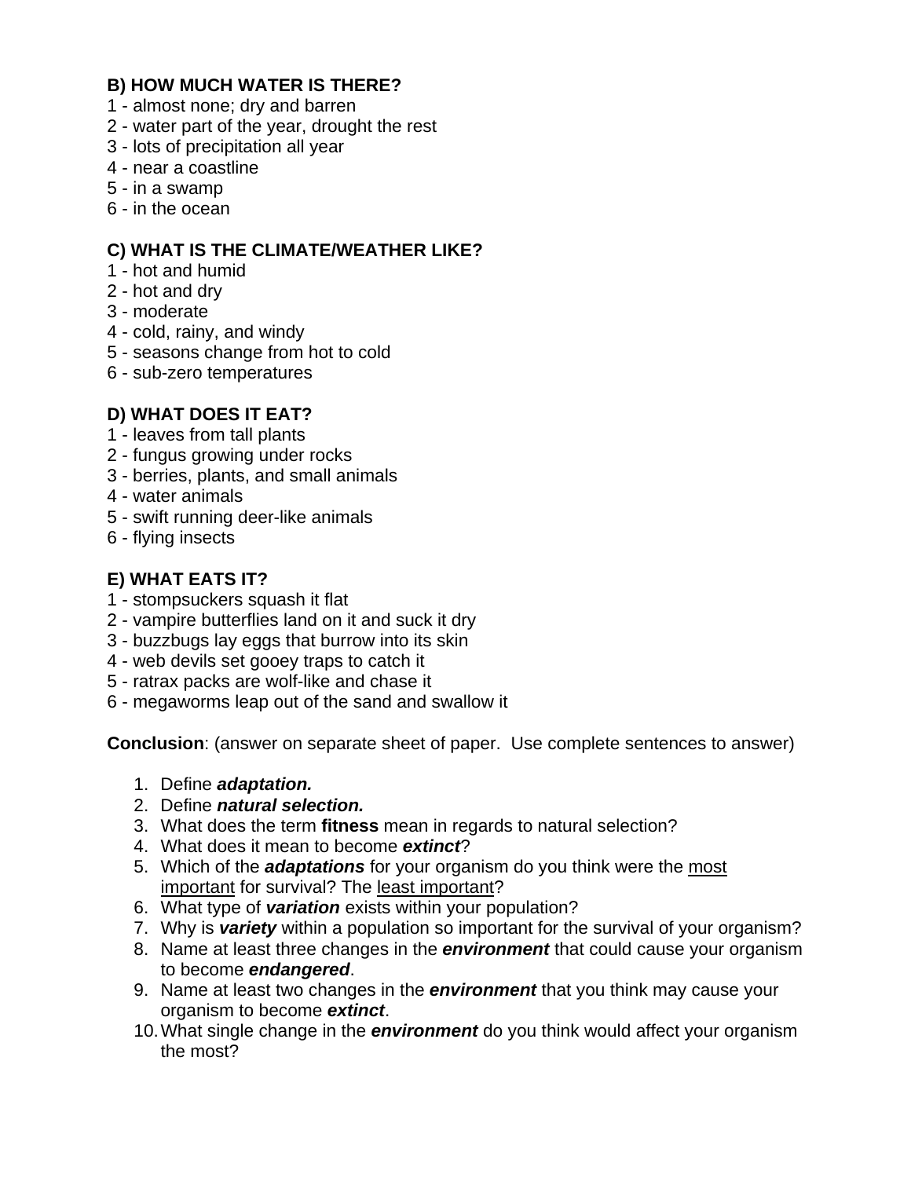**B) HOW MUCH WATER IS THERE?**

1 - almost none; dry and barren
2 - water part of the year, drought the rest
3 - lots of precipitation all year
4 - near a coastline
5 - in a swamp
6 - in the ocean

**C) WHAT IS THE CLIMATE/WEATHER LIKE?**

1 - hot and humid
2 - hot and dry
3 - moderate
4 - cold, rainy, and windy
5 - seasons change from hot to cold
6 - sub-zero temperatures

**D) WHAT DOES IT EAT?**

1 - leaves from tall plants
2 - fungus growing under rocks
3 - berries, plants, and small animals
4 - water animals
5 - swift running deer-like animals
6 - flying insects

**E) WHAT EATS IT?**

1 - stompsuckers squash it flat
2 - vampire butterflies land on it and suck it dry
3 - buzzbugs lay eggs that burrow into its skin
4 - web devils set gooey traps to catch it
5 - ratrax packs are wolf-like and chase it
6 - megaworms leap out of the sand and swallow it

**Conclusion**: (answer on separate sheet of paper. Use complete sentences to answer)

1. Define ***adaptation.***
2. Define ***natural selection.***
3. What does the term **fitness** mean in regards to natural selection?
4. What does it mean to become ***extinct***?
5. Which of the ***adaptations*** for your organism do you think were the <u>most important</u> for survival? The <u>least important</u>?
6. What type of ***variation*** exists within your population?
7. Why is ***variety*** within a population so important for the survival of your organism?
8. Name at least three changes in the ***environment*** that could cause your organism to become ***endangered***.
9. Name at least two changes in the ***environment*** that you think may cause your organism to become ***extinct***.
10. What single change in the ***environment*** do you think would affect your organism the most?